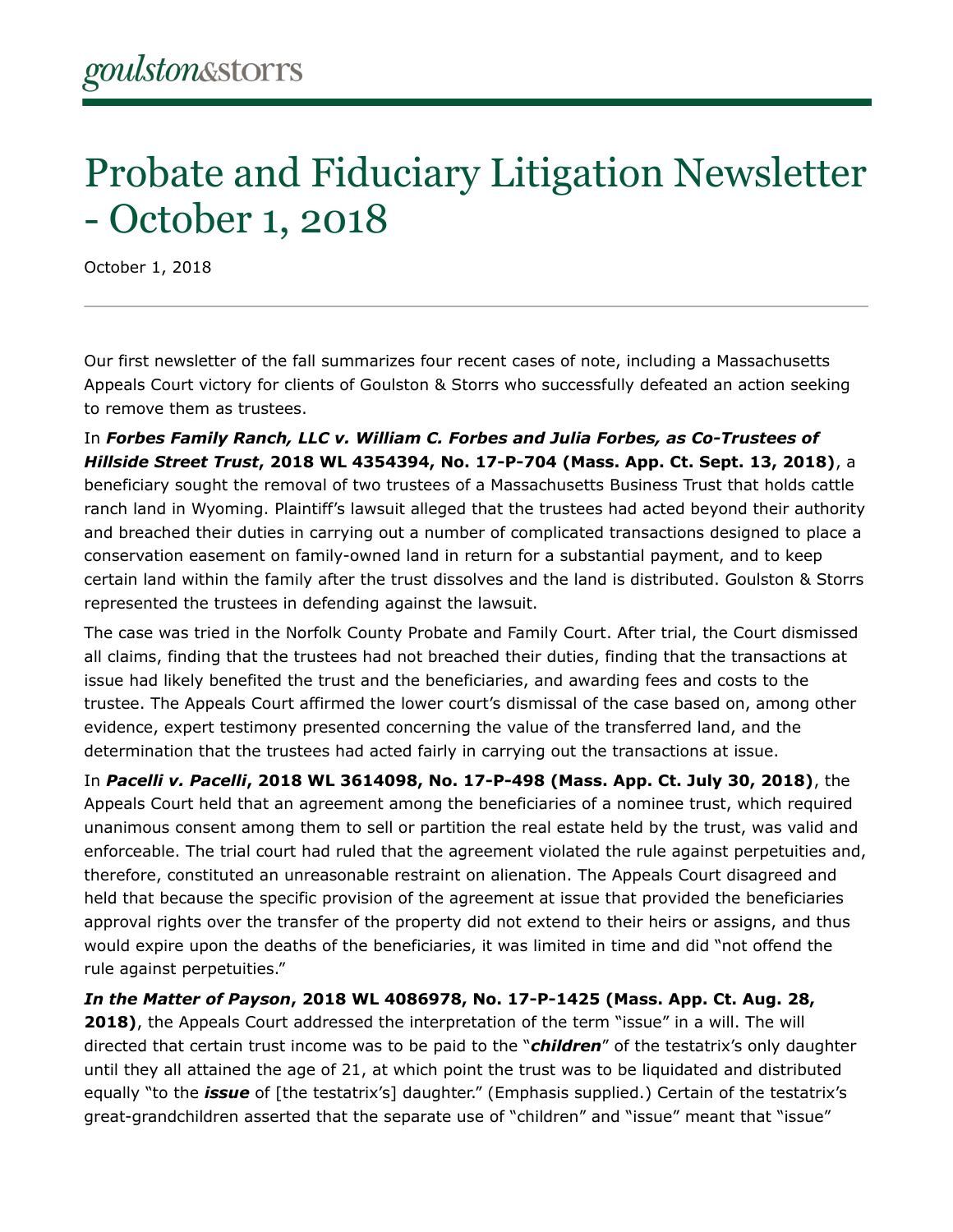goulston&storrs

# Probate and Fiduciary Litigation Newsletter - October 1, 2018

October 1, 2018

---

Our first newsletter of the fall summarizes four recent cases of note, including a Massachusetts Appeals Court victory for clients of Goulston & Storrs who successfully defeated an action seeking to remove them as trustees.

In ***Forbes Family Ranch, LLC v. William C. Forbes and Julia Forbes, as Co-Trustees of Hillside Street Trust*, 2018 WL 4354394, No. 17-P-704 (Mass. App. Ct. Sept. 13, 2018)**, a beneficiary sought the removal of two trustees of a Massachusetts Business Trust that holds cattle ranch land in Wyoming. Plaintiff's lawsuit alleged that the trustees had acted beyond their authority and breached their duties in carrying out a number of complicated transactions designed to place a conservation easement on family-owned land in return for a substantial payment, and to keep certain land within the family after the trust dissolves and the land is distributed. Goulston & Storrs represented the trustees in defending against the lawsuit.

The case was tried in the Norfolk County Probate and Family Court. After trial, the Court dismissed all claims, finding that the trustees had not breached their duties, finding that the transactions at issue had likely benefited the trust and the beneficiaries, and awarding fees and costs to the trustee. The Appeals Court affirmed the lower court's dismissal of the case based on, among other evidence, expert testimony presented concerning the value of the transferred land, and the determination that the trustees had acted fairly in carrying out the transactions at issue.

In ***Pacelli v. Pacelli*, 2018 WL 3614098, No. 17-P-498 (Mass. App. Ct. July 30, 2018)**, the Appeals Court held that an agreement among the beneficiaries of a nominee trust, which required unanimous consent among them to sell or partition the real estate held by the trust, was valid and enforceable. The trial court had ruled that the agreement violated the rule against perpetuities and, therefore, constituted an unreasonable restraint on alienation. The Appeals Court disagreed and held that because the specific provision of the agreement at issue that provided the beneficiaries approval rights over the transfer of the property did not extend to their heirs or assigns, and thus would expire upon the deaths of the beneficiaries, it was limited in time and did "not offend the rule against perpetuities."

***In the Matter of Payson*, 2018 WL 4086978, No. 17-P-1425 (Mass. App. Ct. Aug. 28, 2018)**, the Appeals Court addressed the interpretation of the term "issue" in a will. The will directed that certain trust income was to be paid to the "***children***" of the testatrix's only daughter until they all attained the age of 21, at which point the trust was to be liquidated and distributed equally "to the ***issue*** of [the testatrix's] daughter." (Emphasis supplied.) Certain of the testatrix's great-grandchildren asserted that the separate use of "children" and "issue" meant that "issue"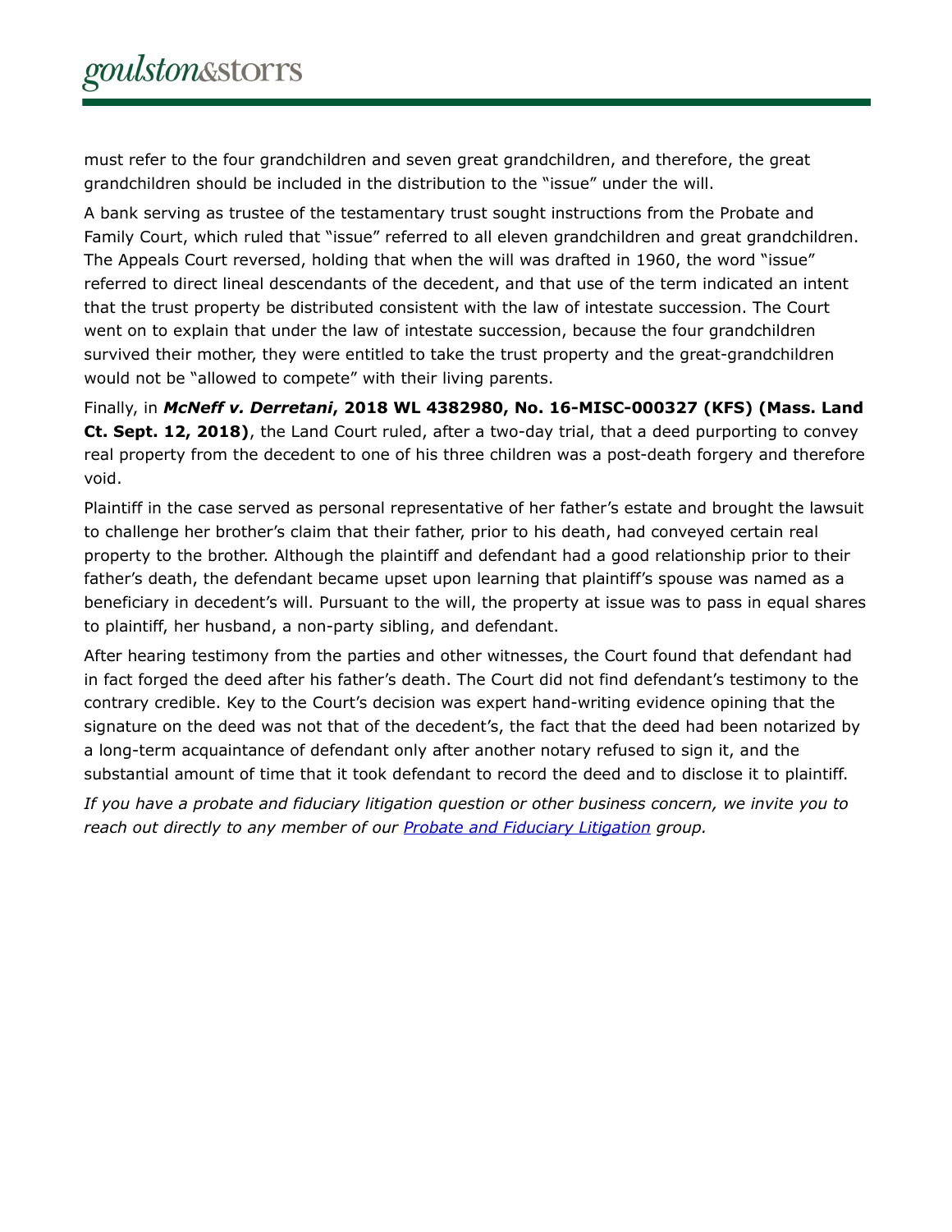must refer to the four grandchildren and seven great grandchildren, and therefore, the great grandchildren should be included in the distribution to the "issue" under the will.

A bank serving as trustee of the testamentary trust sought instructions from the Probate and Family Court, which ruled that "issue" referred to all eleven grandchildren and great grandchildren. The Appeals Court reversed, holding that when the will was drafted in 1960, the word "issue" referred to direct lineal descendants of the decedent, and that use of the term indicated an intent that the trust property be distributed consistent with the law of intestate succession. The Court went on to explain that under the law of intestate succession, because the four grandchildren survived their mother, they were entitled to take the trust property and the great-grandchildren would not be "allowed to compete" with their living parents.

Finally, in ***McNeff v. Derretani*, 2018 WL 4382980, No. 16-MISC-000327 (KFS) (Mass. Land Ct. Sept. 12, 2018)**, the Land Court ruled, after a two-day trial, that a deed purporting to convey real property from the decedent to one of his three children was a post-death forgery and therefore void.

Plaintiff in the case served as personal representative of her father's estate and brought the lawsuit to challenge her brother's claim that their father, prior to his death, had conveyed certain real property to the brother. Although the plaintiff and defendant had a good relationship prior to their father's death, the defendant became upset upon learning that plaintiff's spouse was named as a beneficiary in decedent's will. Pursuant to the will, the property at issue was to pass in equal shares to plaintiff, her husband, a non-party sibling, and defendant.

After hearing testimony from the parties and other witnesses, the Court found that defendant had in fact forged the deed after his father's death. The Court did not find defendant's testimony to the contrary credible. Key to the Court's decision was expert hand-writing evidence opining that the signature on the deed was not that of the decedent's, the fact that the deed had been notarized by a long-term acquaintance of defendant only after another notary refused to sign it, and the substantial amount of time that it took defendant to record the deed and to disclose it to plaintiff.

*If you have a probate and fiduciary litigation question or other business concern, we invite you to reach out directly to any member of our Probate and Fiduciary Litigation group.*